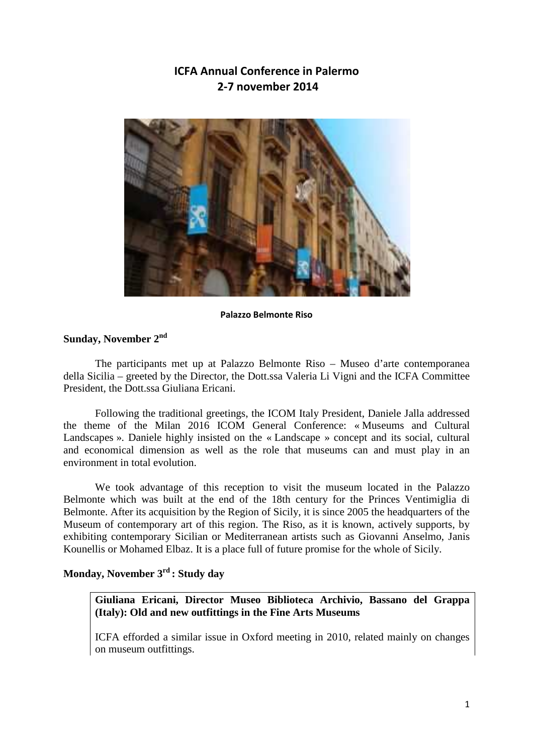# ICFA Annual Conference in Palermo
# 2-7 november 2014

**Palazzo Belmonte Riso**

## Sunday, November 2nd

The participants met up at Palazzo Belmonte Riso – Museo d'arte contemporanea della Sicilia – greeted by the Director, the Dott.ssa Valeria Li Vigni and the ICFA Committee President, the Dott.ssa Giuliana Ericani.

Following the traditional greetings, the ICOM Italy President, Daniele Jalla addressed the theme of the Milan 2016 ICOM General Conference: « Museums and Cultural Landscapes ». Daniele highly insisted on the « Landscape » concept and its social, cultural and economical dimension as well as the role that museums can and must play in an environment in total evolution.

We took advantage of this reception to visit the museum located in the Palazzo Belmonte which was built at the end of the 18th century for the Princes Ventimiglia di Belmonte. After its acquisition by the Region of Sicily, it is since 2005 the headquarters of the Museum of contemporary art of this region. The Riso, as it is known, actively supports, by exhibiting contemporary Sicilian or Mediterranean artists such as Giovanni Anselmo, Janis Kounellis or Mohamed Elbaz. It is a place full of future promise for the whole of Sicily.

## Monday, November 3rd : Study day

**Giuliana Ericani, Director Museo Biblioteca Archivio, Bassano del Grappa (Italy): Old and new outfittings in the Fine Arts Museums**

ICFA efforded a similar issue in Oxford meeting in 2010, related mainly on changes on museum outfittings.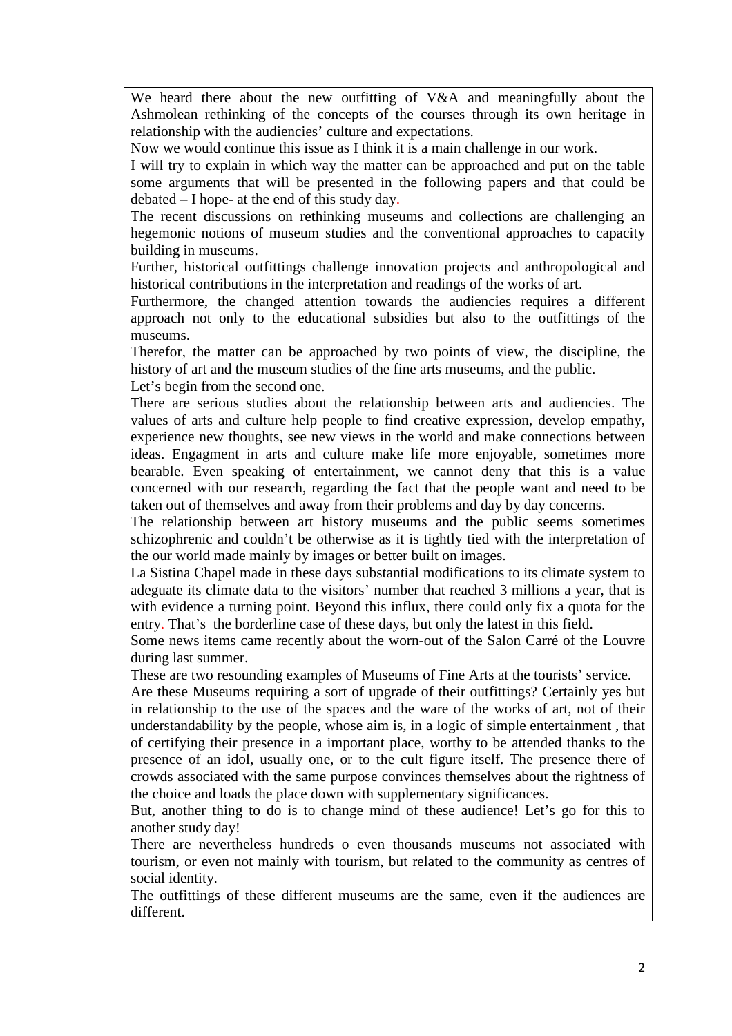We heard there about the new outfitting of V&A and meaningfully about the Ashmolean rethinking of the concepts of the courses through its own heritage in relationship with the audiencies' culture and expectations.

Now we would continue this issue as I think it is a main challenge in our work.

I will try to explain in which way the matter can be approached and put on the table some arguments that will be presented in the following papers and that could be debated – I hope- at the end of this study day.

The recent discussions on rethinking museums and collections are challenging an hegemonic notions of museum studies and the conventional approaches to capacity building in museums.

Further, historical outfittings challenge innovation projects and anthropological and historical contributions in the interpretation and readings of the works of art.

Furthermore, the changed attention towards the audiencies requires a different approach not only to the educational subsidies but also to the outfittings of the museums.

Therefor, the matter can be approached by two points of view, the discipline, the history of art and the museum studies of the fine arts museums, and the public.

Let's begin from the second one.

There are serious studies about the relationship between arts and audiencies. The values of arts and culture help people to find creative expression, develop empathy, experience new thoughts, see new views in the world and make connections between ideas. Engagment in arts and culture make life more enjoyable, sometimes more bearable. Even speaking of entertainment, we cannot deny that this is a value concerned with our research, regarding the fact that the people want and need to be taken out of themselves and away from their problems and day by day concerns.

The relationship between art history museums and the public seems sometimes schizophrenic and couldn't be otherwise as it is tightly tied with the interpretation of the our world made mainly by images or better built on images.

La Sistina Chapel made in these days substantial modifications to its climate system to adeguate its climate data to the visitors' number that reached 3 millions a year, that is with evidence a turning point. Beyond this influx, there could only fix a quota for the entry. That's the borderline case of these days, but only the latest in this field.

Some news items came recently about the worn-out of the Salon Carré of the Louvre during last summer.

These are two resounding examples of Museums of Fine Arts at the tourists' service.

Are these Museums requiring a sort of upgrade of their outfittings? Certainly yes but in relationship to the use of the spaces and the ware of the works of art, not of their understandability by the people, whose aim is, in a logic of simple entertainment , that of certifying their presence in a important place, worthy to be attended thanks to the presence of an idol, usually one, or to the cult figure itself. The presence there of crowds associated with the same purpose convinces themselves about the rightness of the choice and loads the place down with supplementary significances.

But, another thing to do is to change mind of these audience! Let's go for this to another study day!

There are nevertheless hundreds o even thousands museums not associated with tourism, or even not mainly with tourism, but related to the community as centres of social identity.

The outfittings of these different museums are the same, even if the audiences are different.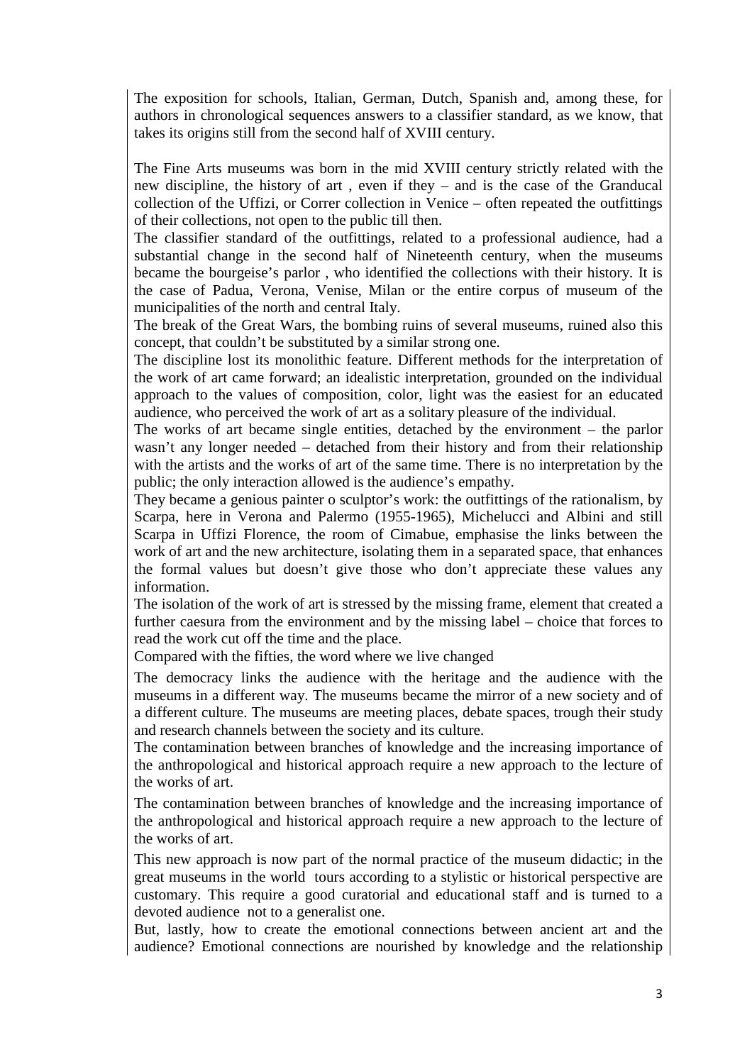The exposition for schools, Italian, German, Dutch, Spanish and, among these, for authors in chronological sequences answers to a classifier standard, as we know, that takes its origins still from the second half of XVIII century.

The Fine Arts museums was born in the mid XVIII century strictly related with the new discipline, the history of art , even if they – and is the case of the Granducal collection of the Uffizi, or Correr collection in Venice – often repeated the outfittings of their collections, not open to the public till then.

The classifier standard of the outfittings, related to a professional audience, had a substantial change in the second half of Nineteenth century, when the museums became the bourgeise's parlor , who identified the collections with their history. It is the case of Padua, Verona, Venise, Milan or the entire corpus of museum of the municipalities of the north and central Italy.

The break of the Great Wars, the bombing ruins of several museums, ruined also this concept, that couldn't be substituted by a similar strong one.

The discipline lost its monolithic feature. Different methods for the interpretation of the work of art came forward; an idealistic interpretation, grounded on the individual approach to the values of composition, color, light was the easiest for an educated audience, who perceived the work of art as a solitary pleasure of the individual.

The works of art became single entities, detached by the environment – the parlor wasn't any longer needed – detached from their history and from their relationship with the artists and the works of art of the same time. There is no interpretation by the public; the only interaction allowed is the audience's empathy.

They became a genious painter o sculptor's work: the outfittings of the rationalism, by Scarpa, here in Verona and Palermo (1955-1965), Michelucci and Albini and still Scarpa in Uffizi Florence, the room of Cimabue, emphasise the links between the work of art and the new architecture, isolating them in a separated space, that enhances the formal values but doesn't give those who don't appreciate these values any information.

The isolation of the work of art is stressed by the missing frame, element that created a further caesura from the environment and by the missing label – choice that forces to read the work cut off the time and the place.

Compared with the fifties, the word where we live changed

The democracy links the audience with the heritage and the audience with the museums in a different way. The museums became the mirror of a new society and of a different culture. The museums are meeting places, debate spaces, trough their study and research channels between the society and its culture.

The contamination between branches of knowledge and the increasing importance of the anthropological and historical approach require a new approach to the lecture of the works of art.

The contamination between branches of knowledge and the increasing importance of the anthropological and historical approach require a new approach to the lecture of the works of art.

This new approach is now part of the normal practice of the museum didactic; in the great museums in the world tours according to a stylistic or historical perspective are customary. This require a good curatorial and educational staff and is turned to a devoted audience not to a generalist one.

But, lastly, how to create the emotional connections between ancient art and the audience? Emotional connections are nourished by knowledge and the relationship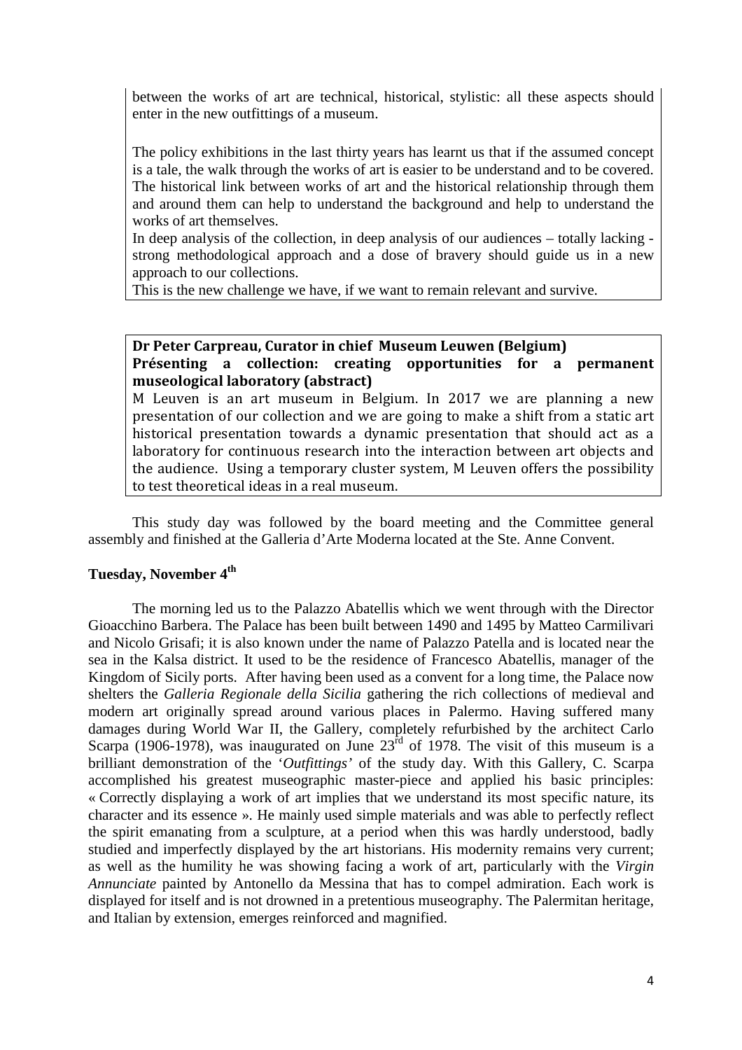between the works of art are technical, historical, stylistic: all these aspects should enter in the new outfittings of a museum.

The policy exhibitions in the last thirty years has learnt us that if the assumed concept is a tale, the walk through the works of art is easier to be understand and to be covered. The historical link between works of art and the historical relationship through them and around them can help to understand the background and help to understand the works of art themselves.

In deep analysis of the collection, in deep analysis of our audiences – totally lacking - strong methodological approach and a dose of bravery should guide us in a new approach to our collections.

This is the new challenge we have, if we want to remain relevant and survive.

**Dr Peter Carpreau, Curator in chief Museum Leuwen (Belgium)**

**Présenting a collection: creating opportunities for a permanent museological laboratory (abstract)**

M Leuven is an art museum in Belgium. In 2017 we are planning a new presentation of our collection and we are going to make a shift from a static art historical presentation towards a dynamic presentation that should act as a laboratory for continuous research into the interaction between art objects and the audience. Using a temporary cluster system, M Leuven offers the possibility to test theoretical ideas in a real museum.

This study day was followed by the board meeting and the Committee general assembly and finished at the Galleria d'Arte Moderna located at the Ste. Anne Convent.

## Tuesday, November 4th

The morning led us to the Palazzo Abatellis which we went through with the Director Gioacchino Barbera. The Palace has been built between 1490 and 1495 by Matteo Carmilivari and Nicolo Grisafi; it is also known under the name of Palazzo Patella and is located near the sea in the Kalsa district. It used to be the residence of Francesco Abatellis, manager of the Kingdom of Sicily ports. After having been used as a convent for a long time, the Palace now shelters the *Galleria Regionale della Sicilia* gathering the rich collections of medieval and modern art originally spread around various places in Palermo. Having suffered many damages during World War II, the Gallery, completely refurbished by the architect Carlo Scarpa (1906-1978), was inaugurated on June 23rd of 1978. The visit of this museum is a brilliant demonstration of the '*Outfittings'* of the study day. With this Gallery, C. Scarpa accomplished his greatest museographic master-piece and applied his basic principles: « Correctly displaying a work of art implies that we understand its most specific nature, its character and its essence ». He mainly used simple materials and was able to perfectly reflect the spirit emanating from a sculpture, at a period when this was hardly understood, badly studied and imperfectly displayed by the art historians. His modernity remains very current; as well as the humility he was showing facing a work of art, particularly with the *Virgin Annunciate* painted by Antonello da Messina that has to compel admiration. Each work is displayed for itself and is not drowned in a pretentious museography. The Palermitan heritage, and Italian by extension, emerges reinforced and magnified.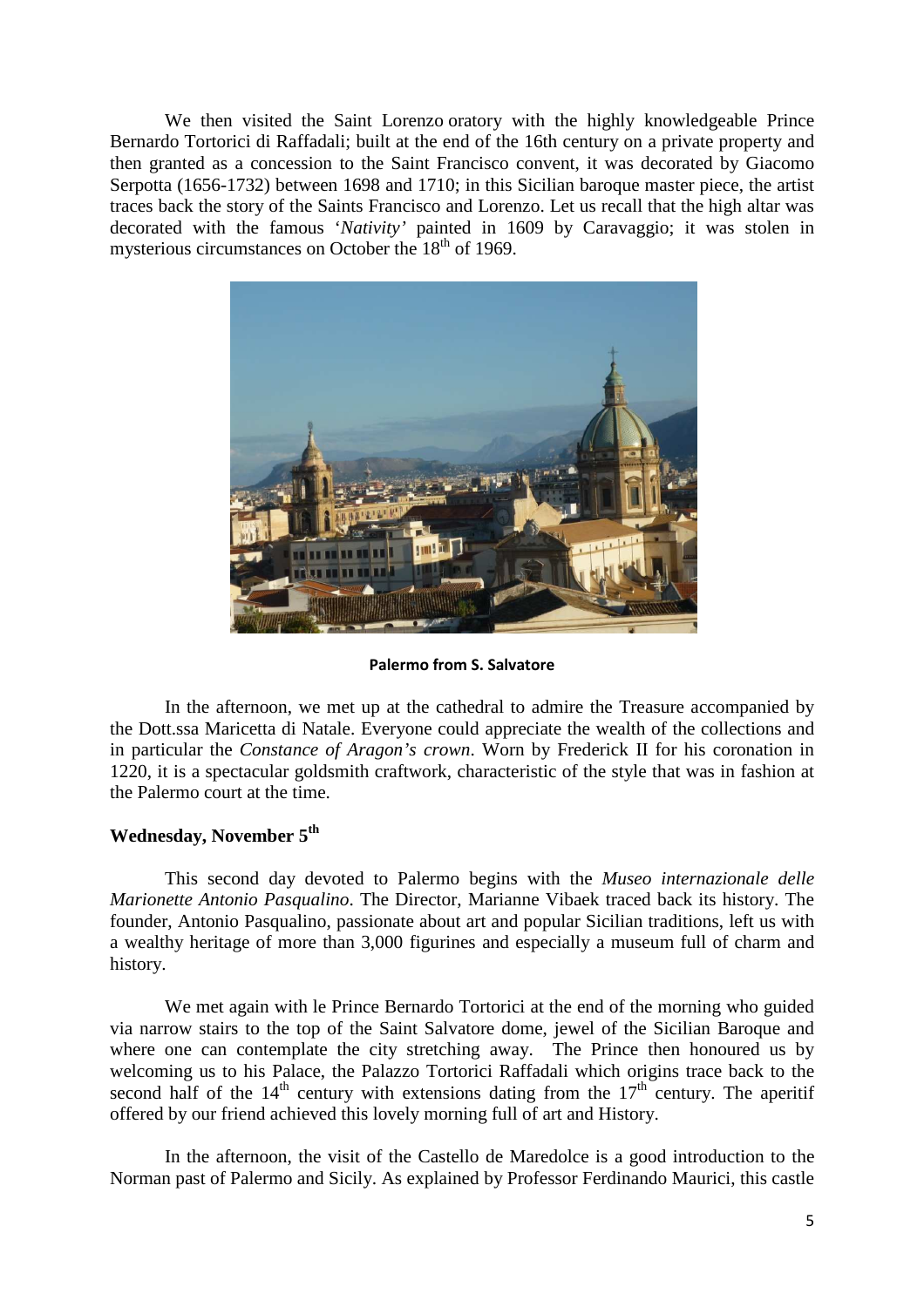We then visited the Saint Lorenzo oratory with the highly knowledgeable Prince Bernardo Tortorici di Raffadali; built at the end of the 16th century on a private property and then granted as a concession to the Saint Francisco convent, it was decorated by Giacomo Serpotta (1656-1732) between 1698 and 1710; in this Sicilian baroque master piece, the artist traces back the story of the Saints Francisco and Lorenzo. Let us recall that the high altar was decorated with the famous '*Nativity'* painted in 1609 by Caravaggio; it was stolen in mysterious circumstances on October the 18th of 1969.

**Palermo from S. Salvatore**

In the afternoon, we met up at the cathedral to admire the Treasure accompanied by the Dott.ssa Maricetta di Natale. Everyone could appreciate the wealth of the collections and in particular the *Constance of Aragon's crown*. Worn by Frederick II for his coronation in 1220, it is a spectacular goldsmith craftwork, characteristic of the style that was in fashion at the Palermo court at the time.

### Wednesday, November 5th

This second day devoted to Palermo begins with the *Museo internazionale delle Marionette Antonio Pasqualino*. The Director, Marianne Vibaek traced back its history. The founder, Antonio Pasqualino, passionate about art and popular Sicilian traditions, left us with a wealthy heritage of more than 3,000 figurines and especially a museum full of charm and history.

We met again with le Prince Bernardo Tortorici at the end of the morning who guided via narrow stairs to the top of the Saint Salvatore dome, jewel of the Sicilian Baroque and where one can contemplate the city stretching away. The Prince then honoured us by welcoming us to his Palace, the Palazzo Tortorici Raffadali which origins trace back to the second half of the 14th century with extensions dating from the 17th century. The aperitif offered by our friend achieved this lovely morning full of art and History.

In the afternoon, the visit of the Castello de Maredolce is a good introduction to the Norman past of Palermo and Sicily. As explained by Professor Ferdinando Maurici, this castle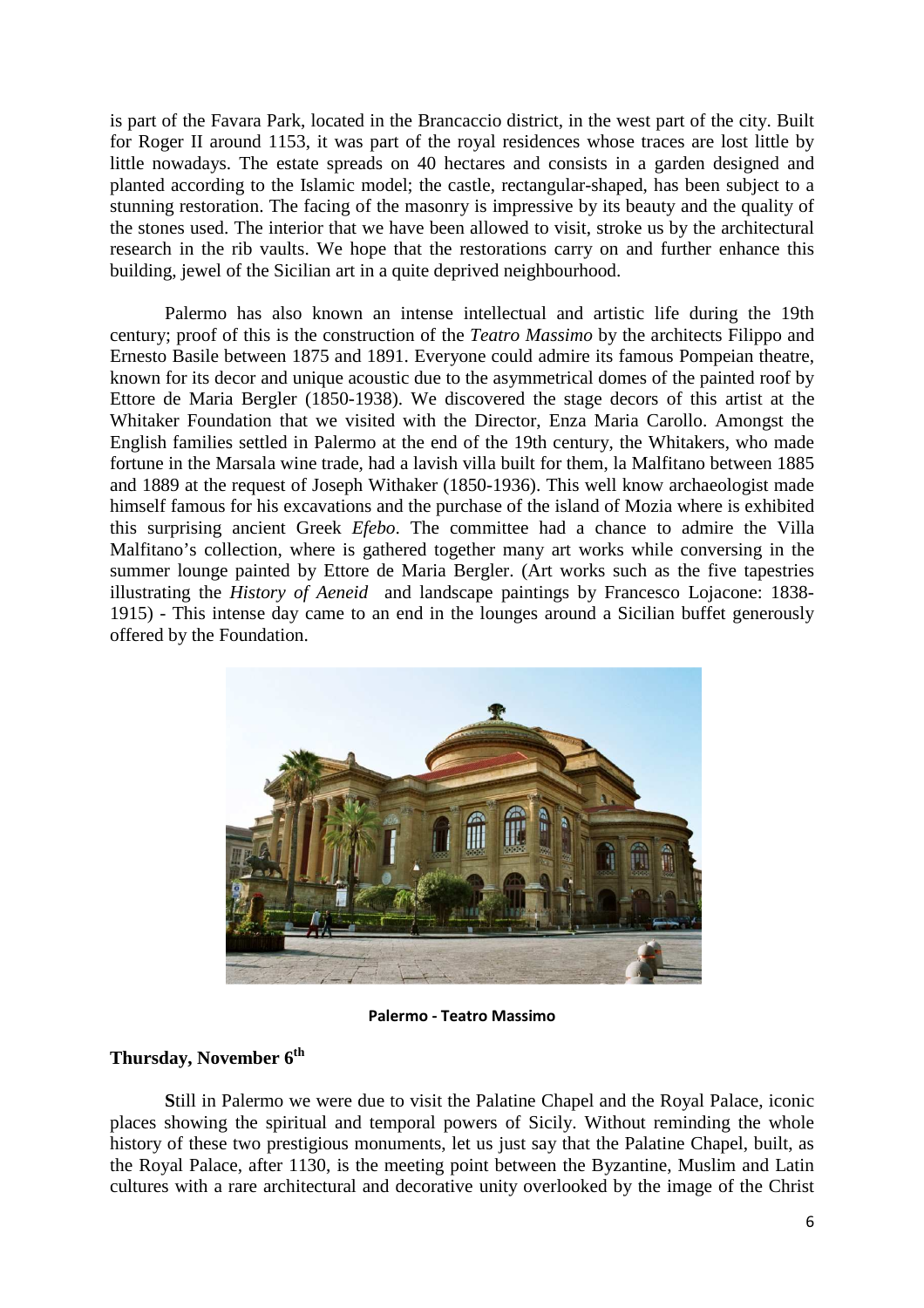is part of the Favara Park, located in the Brancaccio district, in the west part of the city. Built for Roger II around 1153, it was part of the royal residences whose traces are lost little by little nowadays. The estate spreads on 40 hectares and consists in a garden designed and planted according to the Islamic model; the castle, rectangular-shaped, has been subject to a stunning restoration. The facing of the masonry is impressive by its beauty and the quality of the stones used. The interior that we have been allowed to visit, stroke us by the architectural research in the rib vaults. We hope that the restorations carry on and further enhance this building, jewel of the Sicilian art in a quite deprived neighbourhood.

Palermo has also known an intense intellectual and artistic life during the 19th century; proof of this is the construction of the *Teatro Massimo* by the architects Filippo and Ernesto Basile between 1875 and 1891. Everyone could admire its famous Pompeian theatre, known for its decor and unique acoustic due to the asymmetrical domes of the painted roof by Ettore de Maria Bergler (1850-1938). We discovered the stage decors of this artist at the Whitaker Foundation that we visited with the Director, Enza Maria Carollo. Amongst the English families settled in Palermo at the end of the 19th century, the Whitakers, who made fortune in the Marsala wine trade, had a lavish villa built for them, la Malfitano between 1885 and 1889 at the request of Joseph Withaker (1850-1936). This well know archaeologist made himself famous for his excavations and the purchase of the island of Mozia where is exhibited this surprising ancient Greek *Efebo*. The committee had a chance to admire the Villa Malfitano's collection, where is gathered together many art works while conversing in the summer lounge painted by Ettore de Maria Bergler. (Art works such as the five tapestries illustrating the *History of Aeneid* and landscape paintings by Francesco Lojacone: 1838-1915) - This intense day came to an end in the lounges around a Sicilian buffet generously offered by the Foundation.

**Palermo - Teatro Massimo**

## Thursday, November 6th

**S**till in Palermo we were due to visit the Palatine Chapel and the Royal Palace, iconic places showing the spiritual and temporal powers of Sicily. Without reminding the whole history of these two prestigious monuments, let us just say that the Palatine Chapel, built, as the Royal Palace, after 1130, is the meeting point between the Byzantine, Muslim and Latin cultures with a rare architectural and decorative unity overlooked by the image of the Christ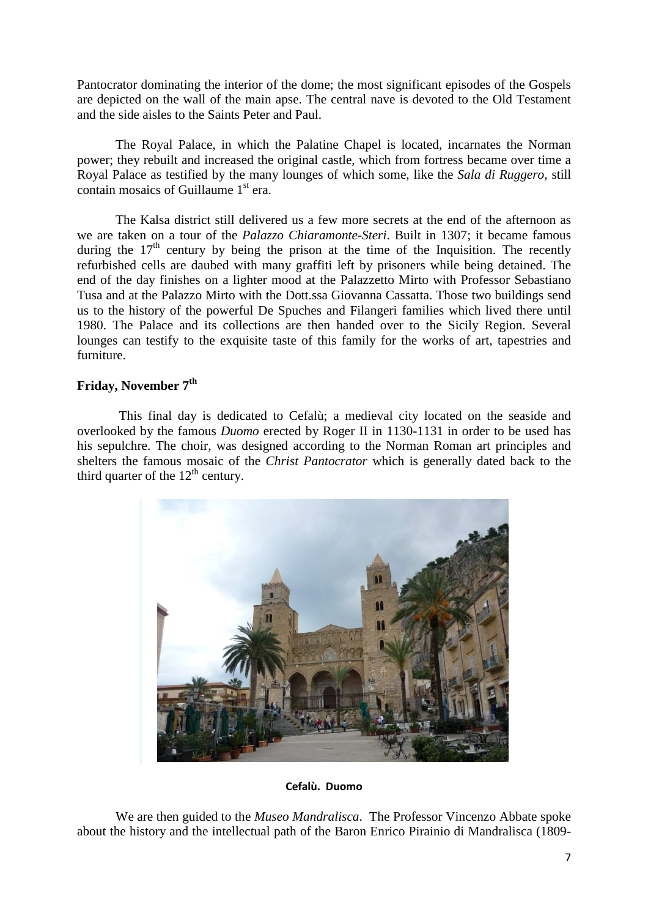Pantocrator dominating the interior of the dome; the most significant episodes of the Gospels are depicted on the wall of the main apse. The central nave is devoted to the Old Testament and the side aisles to the Saints Peter and Paul.

The Royal Palace, in which the Palatine Chapel is located, incarnates the Norman power; they rebuilt and increased the original castle, which from fortress became over time a Royal Palace as testified by the many lounges of which some, like the *Sala di Ruggero*, still contain mosaics of Guillaume 1st era.

The Kalsa district still delivered us a few more secrets at the end of the afternoon as we are taken on a tour of the *Palazzo Chiaramonte-Steri*. Built in 1307; it became famous during the 17th century by being the prison at the time of the Inquisition. The recently refurbished cells are daubed with many graffiti left by prisoners while being detained. The end of the day finishes on a lighter mood at the Palazzetto Mirto with Professor Sebastiano Tusa and at the Palazzo Mirto with the Dott.ssa Giovanna Cassatta. Those two buildings send us to the history of the powerful De Spuches and Filangeri families which lived there until 1980. The Palace and its collections are then handed over to the Sicily Region. Several lounges can testify to the exquisite taste of this family for the works of art, tapestries and furniture.

## Friday, November 7th

This final day is dedicated to Cefalù; a medieval city located on the seaside and overlooked by the famous *Duomo* erected by Roger II in 1130-1131 in order to be used has his sepulchre. The choir, was designed according to the Norman Roman art principles and shelters the famous mosaic of the *Christ Pantocrator* which is generally dated back to the third quarter of the 12th century.

**Cefalù. Duomo**

We are then guided to the *Museo Mandralisca*. The Professor Vincenzo Abbate spoke about the history and the intellectual path of the Baron Enrico Pirainio di Mandralisca (1809-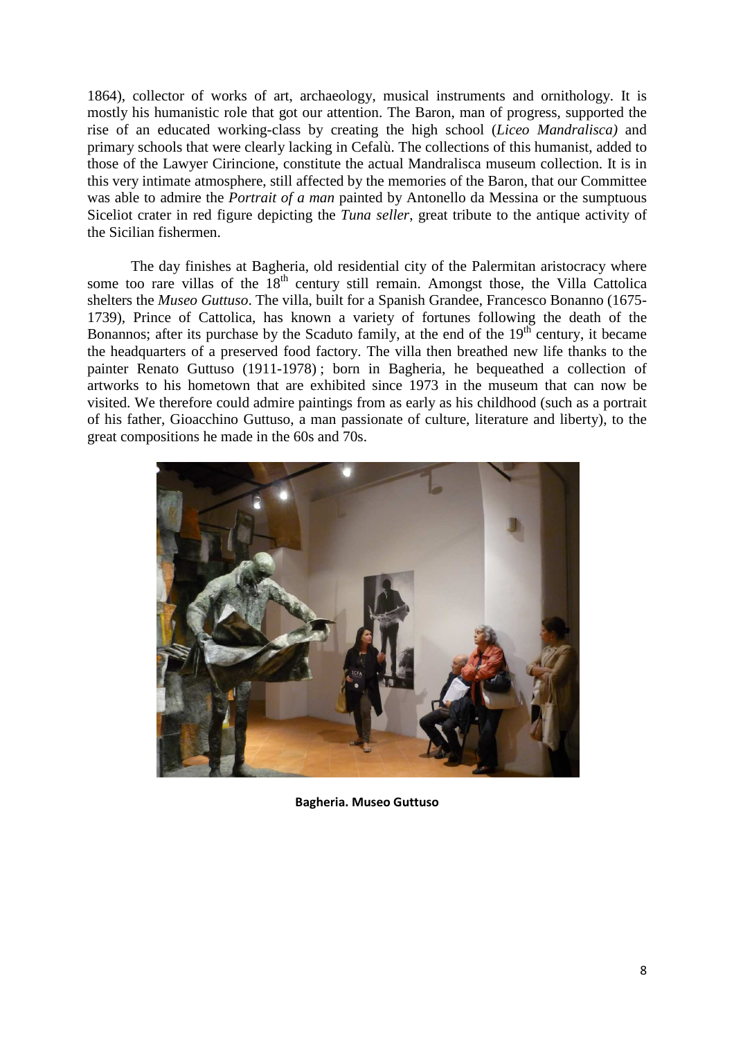1864), collector of works of art, archaeology, musical instruments and ornithology. It is mostly his humanistic role that got our attention. The Baron, man of progress, supported the rise of an educated working-class by creating the high school (*Liceo Mandralisca)* and primary schools that were clearly lacking in Cefalù. The collections of this humanist, added to those of the Lawyer Cirincione, constitute the actual Mandralisca museum collection. It is in this very intimate atmosphere, still affected by the memories of the Baron, that our Committee was able to admire the *Portrait of a man* painted by Antonello da Messina or the sumptuous Siceliot crater in red figure depicting the *Tuna seller*, great tribute to the antique activity of the Sicilian fishermen.

The day finishes at Bagheria, old residential city of the Palermitan aristocracy where some too rare villas of the 18th century still remain. Amongst those, the Villa Cattolica shelters the *Museo Guttuso*. The villa, built for a Spanish Grandee, Francesco Bonanno (1675-1739), Prince of Cattolica, has known a variety of fortunes following the death of the Bonannos; after its purchase by the Scaduto family, at the end of the 19th century, it became the headquarters of a preserved food factory. The villa then breathed new life thanks to the painter Renato Guttuso (1911-1978) ; born in Bagheria, he bequeathed a collection of artworks to his hometown that are exhibited since 1973 in the museum that can now be visited. We therefore could admire paintings from as early as his childhood (such as a portrait of his father, Gioacchino Guttuso, a man passionate of culture, literature and liberty), to the great compositions he made in the 60s and 70s.

**Bagheria. Museo Guttuso**